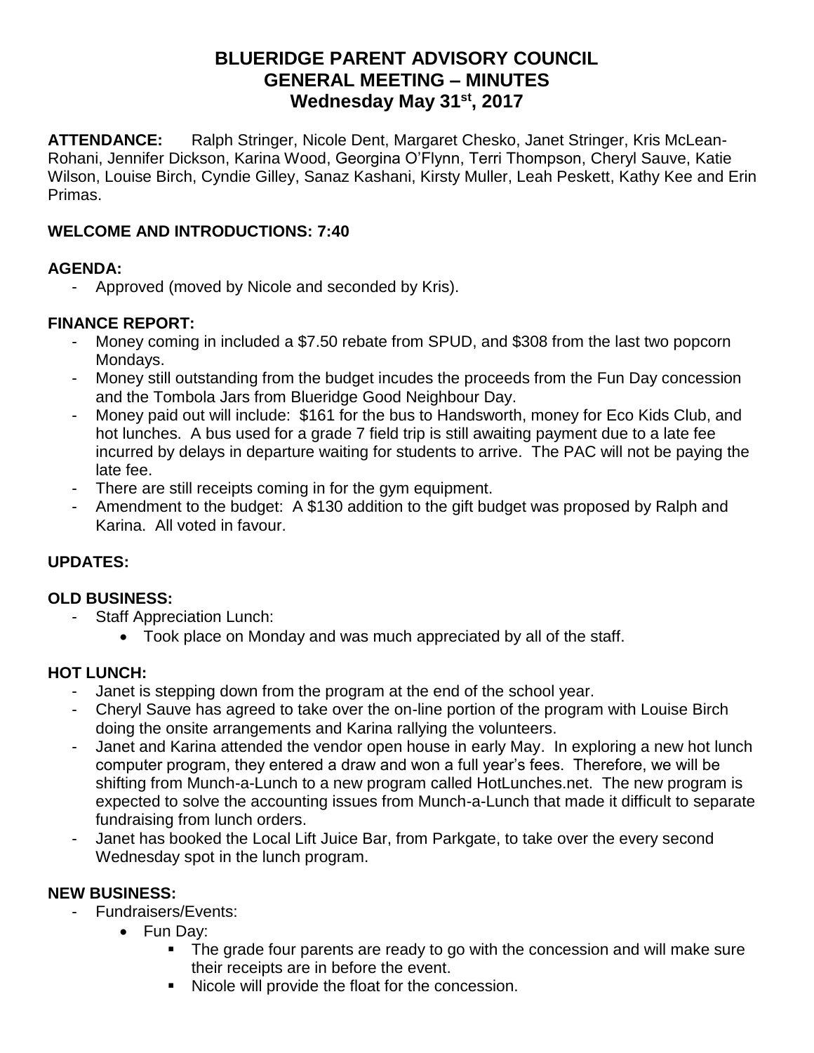# BLUERIDGE PARENT ADVISORY COUNCIL
# GENERAL MEETING – MINUTES
## Wednesday May 31st, 2017

**ATTENDANCE:** Ralph Stringer, Nicole Dent, Margaret Chesko, Janet Stringer, Kris McLean-Rohani, Jennifer Dickson, Karina Wood, Georgina O'Flynn, Terri Thompson, Cheryl Sauve, Katie Wilson, Louise Birch, Cyndie Gilley, Sanaz Kashani, Kirsty Muller, Leah Peskett, Kathy Kee and Erin Primas.

**WELCOME AND INTRODUCTIONS: 7:40**

**AGENDA:**

- Approved (moved by Nicole and seconded by Kris).

**FINANCE REPORT:**

- Money coming in included a $7.50 rebate from SPUD, and $308 from the last two popcorn Mondays.
- Money still outstanding from the budget incudes the proceeds from the Fun Day concession and the Tombola Jars from Blueridge Good Neighbour Day.
- Money paid out will include: $161 for the bus to Handsworth, money for Eco Kids Club, and hot lunches. A bus used for a grade 7 field trip is still awaiting payment due to a late fee incurred by delays in departure waiting for students to arrive. The PAC will not be paying the late fee.
- There are still receipts coming in for the gym equipment.
- Amendment to the budget: A $130 addition to the gift budget was proposed by Ralph and Karina. All voted in favour.

**UPDATES:**

**OLD BUSINESS:**

- Staff Appreciation Lunch:
  - Took place on Monday and was much appreciated by all of the staff.

**HOT LUNCH:**

- Janet is stepping down from the program at the end of the school year.
- Cheryl Sauve has agreed to take over the on-line portion of the program with Louise Birch doing the onsite arrangements and Karina rallying the volunteers.
- Janet and Karina attended the vendor open house in early May. In exploring a new hot lunch computer program, they entered a draw and won a full year's fees. Therefore, we will be shifting from Munch-a-Lunch to a new program called HotLunches.net. The new program is expected to solve the accounting issues from Munch-a-Lunch that made it difficult to separate fundraising from lunch orders.
- Janet has booked the Local Lift Juice Bar, from Parkgate, to take over the every second Wednesday spot in the lunch program.

**NEW BUSINESS:**

- Fundraisers/Events:
  - Fun Day:
    - The grade four parents are ready to go with the concession and will make sure their receipts are in before the event.
    - Nicole will provide the float for the concession.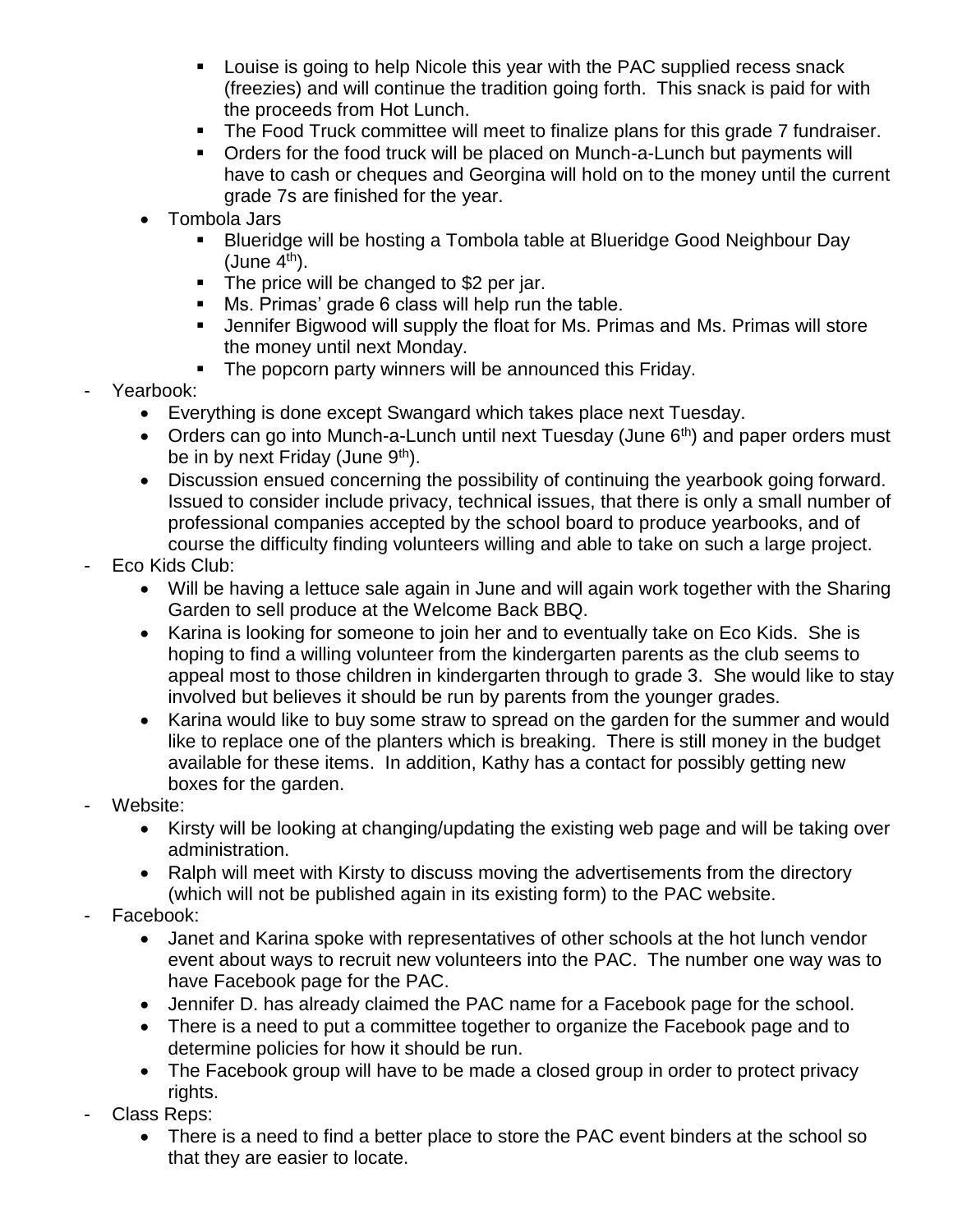- Louise is going to help Nicole this year with the PAC supplied recess snack (freezies) and will continue the tradition going forth. This snack is paid for with the proceeds from Hot Lunch.
        - The Food Truck committee will meet to finalize plans for this grade 7 fundraiser.
        - Orders for the food truck will be placed on Munch-a-Lunch but payments will have to cash or cheques and Georgina will hold on to the money until the current grade 7s are finished for the year.
    - Tombola Jars
        - Blueridge will be hosting a Tombola table at Blueridge Good Neighbour Day (June 4th).
        - The price will be changed to $2 per jar.
        - Ms. Primas' grade 6 class will help run the table.
        - Jennifer Bigwood will supply the float for Ms. Primas and Ms. Primas will store the money until next Monday.
        - The popcorn party winners will be announced this Friday.
- Yearbook:
    - Everything is done except Swangard which takes place next Tuesday.
    - Orders can go into Munch-a-Lunch until next Tuesday (June 6th) and paper orders must be in by next Friday (June 9th).
    - Discussion ensued concerning the possibility of continuing the yearbook going forward. Issued to consider include privacy, technical issues, that there is only a small number of professional companies accepted by the school board to produce yearbooks, and of course the difficulty finding volunteers willing and able to take on such a large project.
- Eco Kids Club:
    - Will be having a lettuce sale again in June and will again work together with the Sharing Garden to sell produce at the Welcome Back BBQ.
    - Karina is looking for someone to join her and to eventually take on Eco Kids. She is hoping to find a willing volunteer from the kindergarten parents as the club seems to appeal most to those children in kindergarten through to grade 3. She would like to stay involved but believes it should be run by parents from the younger grades.
    - Karina would like to buy some straw to spread on the garden for the summer and would like to replace one of the planters which is breaking. There is still money in the budget available for these items. In addition, Kathy has a contact for possibly getting new boxes for the garden.
- Website:
    - Kirsty will be looking at changing/updating the existing web page and will be taking over administration.
    - Ralph will meet with Kirsty to discuss moving the advertisements from the directory (which will not be published again in its existing form) to the PAC website.
- Facebook:
    - Janet and Karina spoke with representatives of other schools at the hot lunch vendor event about ways to recruit new volunteers into the PAC. The number one way was to have Facebook page for the PAC.
    - Jennifer D. has already claimed the PAC name for a Facebook page for the school.
    - There is a need to put a committee together to organize the Facebook page and to determine policies for how it should be run.
    - The Facebook group will have to be made a closed group in order to protect privacy rights.
- Class Reps:
    - There is a need to find a better place to store the PAC event binders at the school so that they are easier to locate.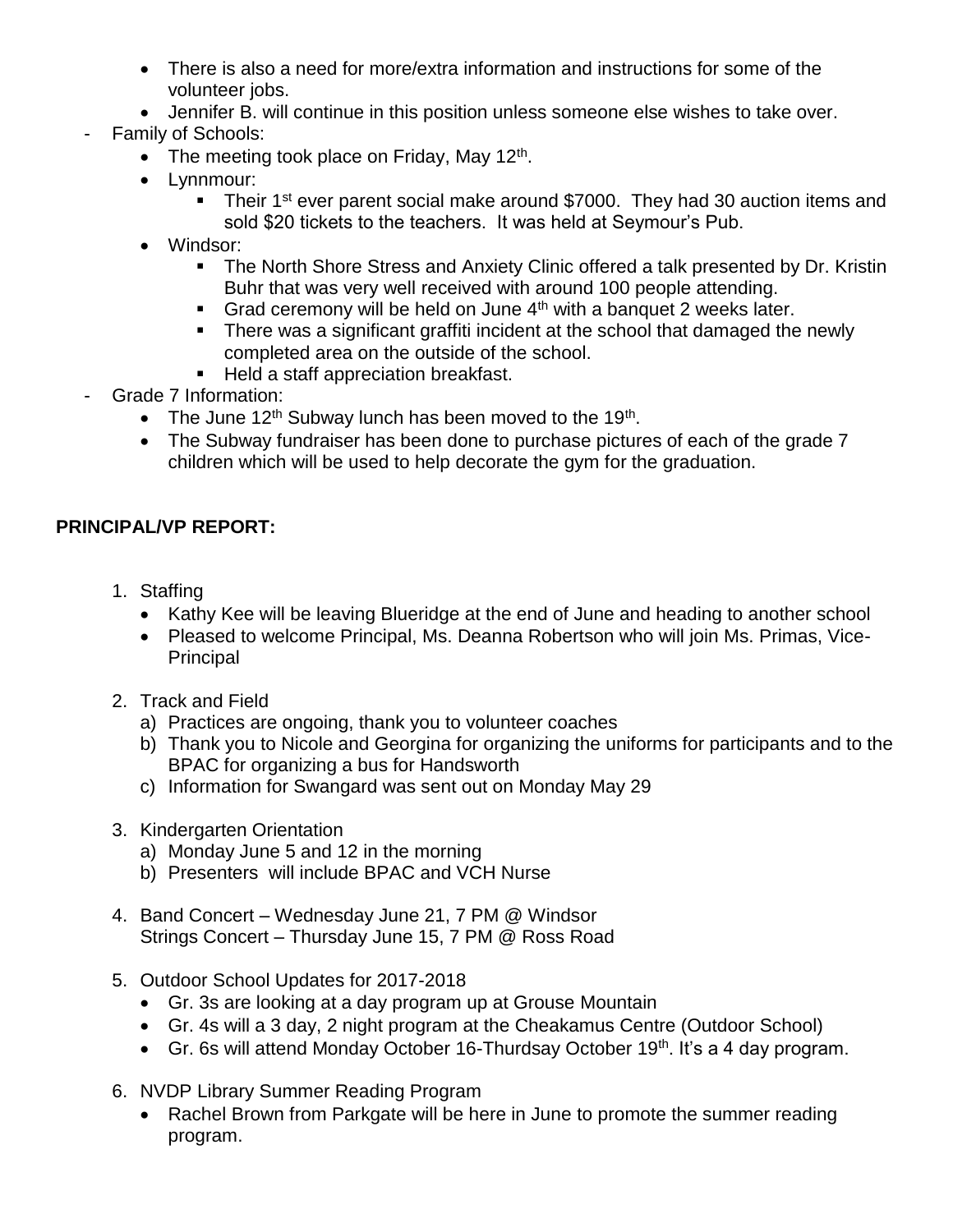- There is also a need for more/extra information and instructions for some of the volunteer jobs.
    - Jennifer B. will continue in this position unless someone else wishes to take over.
- Family of Schools:
    - The meeting took place on Friday, May 12th.
    - Lynnmour:
        - Their 1st ever parent social make around $7000. They had 30 auction items and sold $20 tickets to the teachers. It was held at Seymour's Pub.
    - Windsor:
        - The North Shore Stress and Anxiety Clinic offered a talk presented by Dr. Kristin Buhr that was very well received with around 100 people attending.
        - Grad ceremony will be held on June 4th with a banquet 2 weeks later.
        - There was a significant graffiti incident at the school that damaged the newly completed area on the outside of the school.
        - Held a staff appreciation breakfast.
- Grade 7 Information:
    - The June 12th Subway lunch has been moved to the 19th.
    - The Subway fundraiser has been done to purchase pictures of each of the grade 7 children which will be used to help decorate the gym for the graduation.

**PRINCIPAL/VP REPORT:**

1. Staffing
    - Kathy Kee will be leaving Blueridge at the end of June and heading to another school
    - Pleased to welcome Principal, Ms. Deanna Robertson who will join Ms. Primas, Vice-Principal
2. Track and Field
    a) Practices are ongoing, thank you to volunteer coaches
    b) Thank you to Nicole and Georgina for organizing the uniforms for participants and to the BPAC for organizing a bus for Handsworth
    c) Information for Swangard was sent out on Monday May 29
3. Kindergarten Orientation
    a) Monday June 5 and 12 in the morning
    b) Presenters will include BPAC and VCH Nurse
4. Band Concert – Wednesday June 21, 7 PM @ Windsor
   Strings Concert – Thursday June 15, 7 PM @ Ross Road
5. Outdoor School Updates for 2017-2018
    - Gr. 3s are looking at a day program up at Grouse Mountain
    - Gr. 4s will a 3 day, 2 night program at the Cheakamus Centre (Outdoor School)
    - Gr. 6s will attend Monday October 16-Thurdsay October 19th. It's a 4 day program.
6. NVDP Library Summer Reading Program
    - Rachel Brown from Parkgate will be here in June to promote the summer reading program.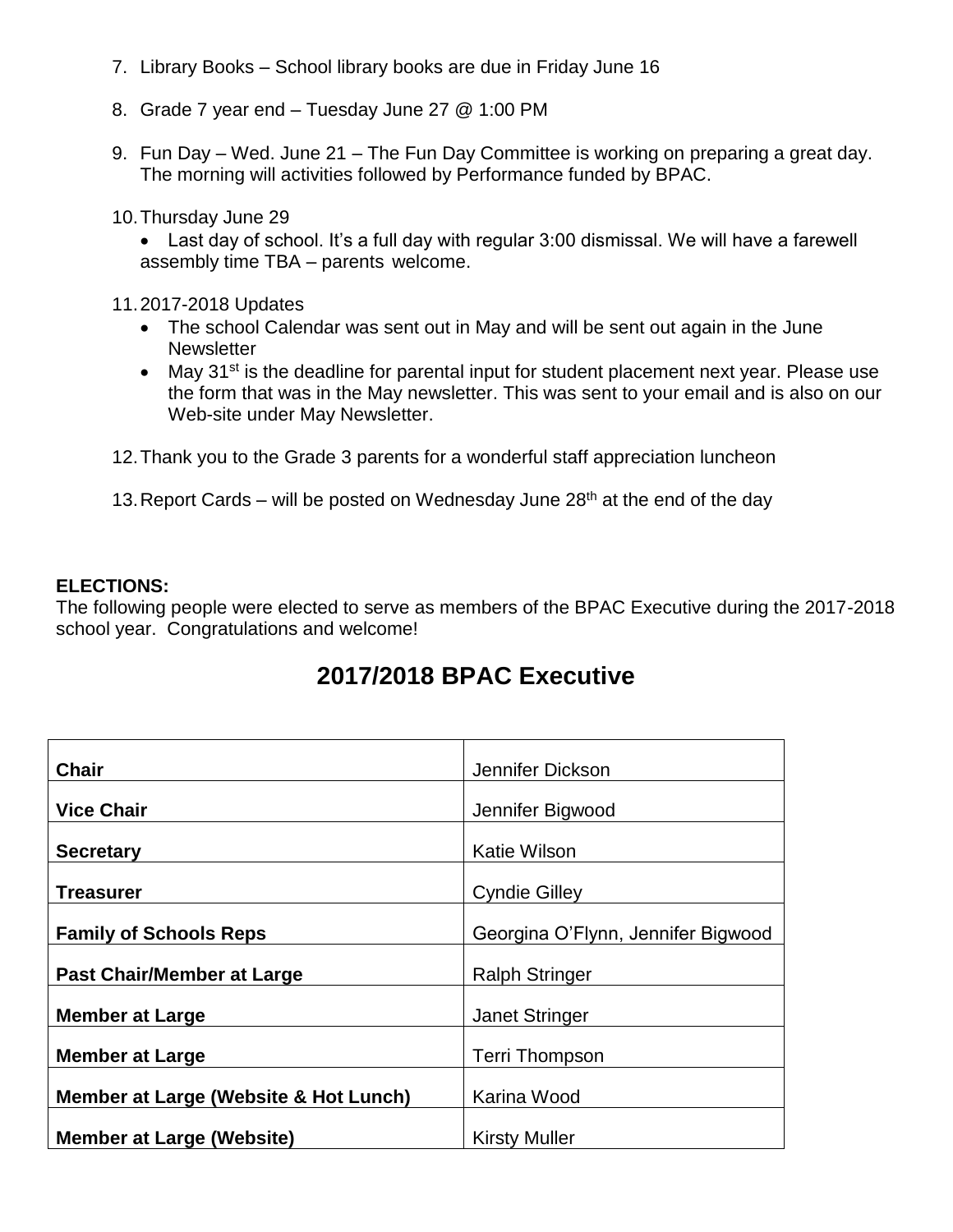7. Library Books – School library books are due in Friday June 16

8. Grade 7 year end – Tuesday June 27 @ 1:00 PM

9. Fun Day – Wed. June 21 – The Fun Day Committee is working on preparing a great day. The morning will activities followed by Performance funded by BPAC.

10. Thursday June 29
    - Last day of school. It's a full day with regular 3:00 dismissal. We will have a farewell assembly time TBA – parents welcome.

11. 2017-2018 Updates
    - The school Calendar was sent out in May and will be sent out again in the June Newsletter
    - May 31st is the deadline for parental input for student placement next year. Please use the form that was in the May newsletter. This was sent to your email and is also on our Web-site under May Newsletter.

12. Thank you to the Grade 3 parents for a wonderful staff appreciation luncheon

13. Report Cards – will be posted on Wednesday June 28th at the end of the day

**ELECTIONS:**
The following people were elected to serve as members of the BPAC Executive during the 2017-2018 school year. Congratulations and welcome!

## 2017/2018 BPAC Executive

| | |
|---|---|
| **Chair** | Jennifer Dickson |
| **Vice Chair** | Jennifer Bigwood |
| **Secretary** | Katie Wilson |
| **Treasurer** | Cyndie Gilley |
| **Family of Schools Reps** | Georgina O'Flynn, Jennifer Bigwood |
| **Past Chair/Member at Large** | Ralph Stringer |
| **Member at Large** | Janet Stringer |
| **Member at Large** | Terri Thompson |
| **Member at Large (Website & Hot Lunch)** | Karina Wood |
| **Member at Large (Website)** | Kirsty Muller |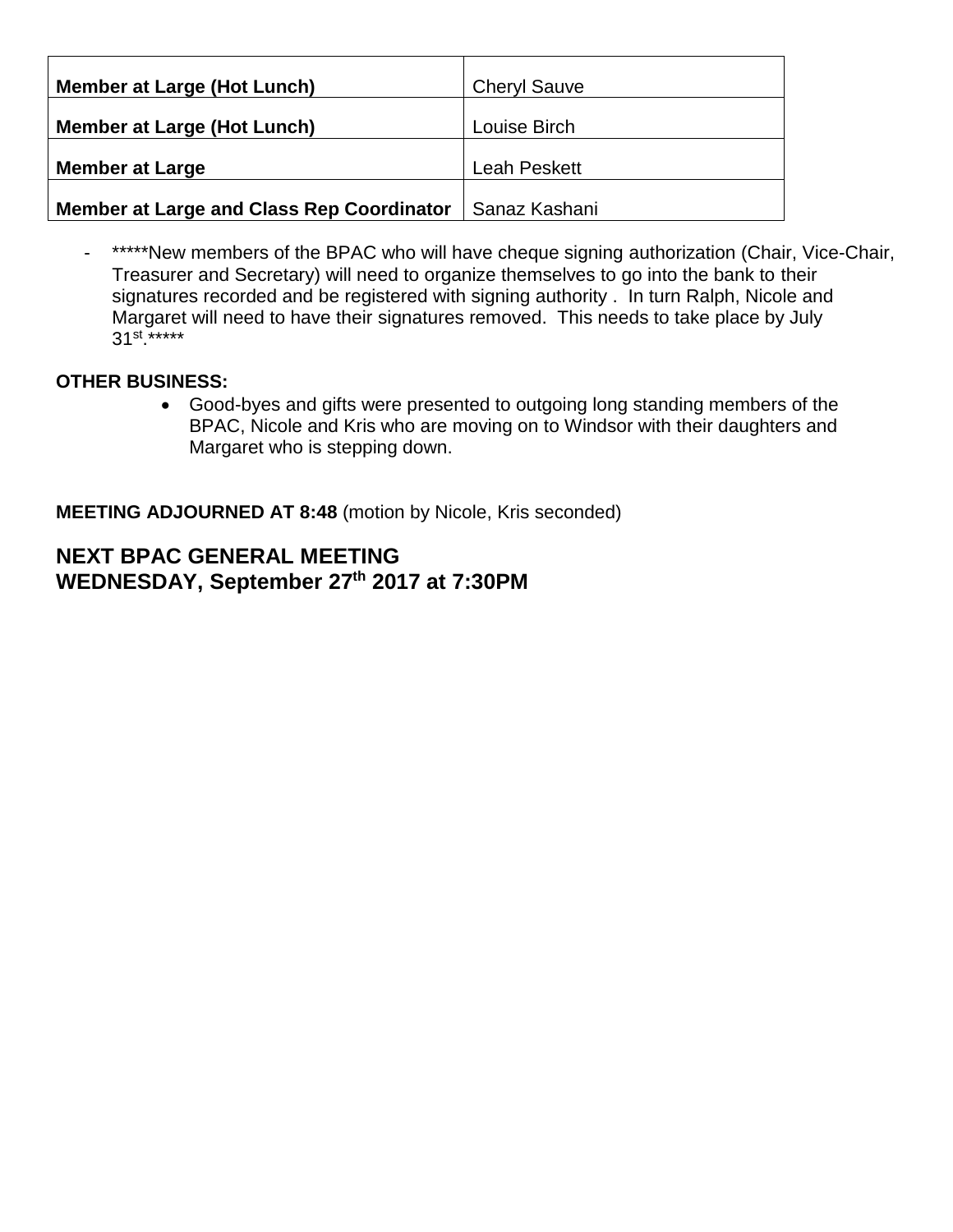| | |
|---|---|
| **Member at Large (Hot Lunch)** | Cheryl Sauve |
| **Member at Large (Hot Lunch)** | Louise Birch |
| **Member at Large** | Leah Peskett |
| **Member at Large and Class Rep Coordinator** | Sanaz Kashani |

- *****New members of the BPAC who will have cheque signing authorization (Chair, Vice-Chair, Treasurer and Secretary) will need to organize themselves to go into the bank to their signatures recorded and be registered with signing authority . In turn Ralph, Nicole and Margaret will need to have their signatures removed. This needs to take place by July 31st.*****

**OTHER BUSINESS:**

- Good-byes and gifts were presented to outgoing long standing members of the BPAC, Nicole and Kris who are moving on to Windsor with their daughters and Margaret who is stepping down.

**MEETING ADJOURNED AT 8:48** (motion by Nicole, Kris seconded)

## NEXT BPAC GENERAL MEETING
## WEDNESDAY, September 27th 2017 at 7:30PM